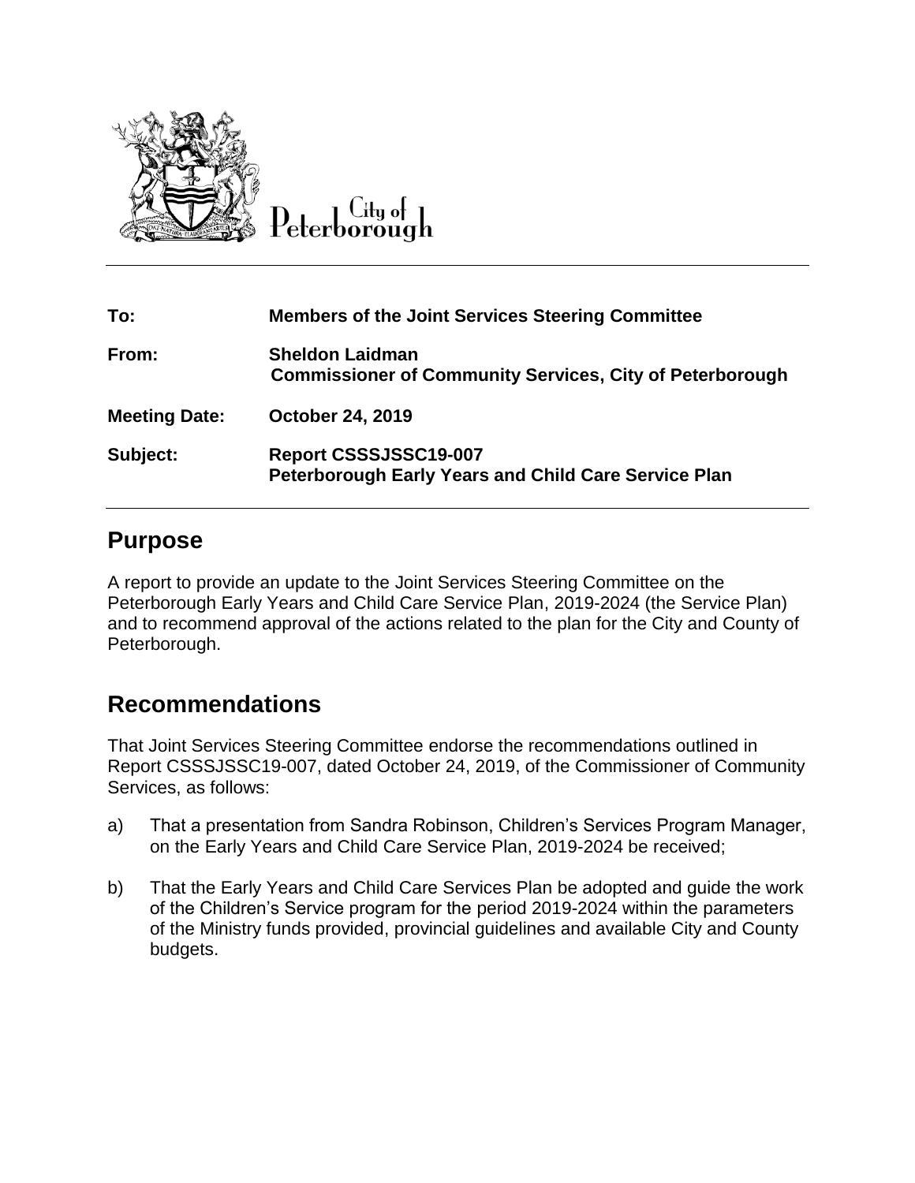City of Peterborough

| | |
|---|---|
| **To:** | **Members of the Joint Services Steering Committee** |
| **From:** | **Sheldon Laidman**<br>**Commissioner of Community Services, City of Peterborough** |
| **Meeting Date:** | **October 24, 2019** |
| **Subject:** | **Report CSSSJSSC19-007**<br>**Peterborough Early Years and Child Care Service Plan** |

## Purpose

A report to provide an update to the Joint Services Steering Committee on the Peterborough Early Years and Child Care Service Plan, 2019-2024 (the Service Plan) and to recommend approval of the actions related to the plan for the City and County of Peterborough.

## Recommendations

That Joint Services Steering Committee endorse the recommendations outlined in Report CSSSJSSC19-007, dated October 24, 2019, of the Commissioner of Community Services, as follows:

a) That a presentation from Sandra Robinson, Children's Services Program Manager, on the Early Years and Child Care Service Plan, 2019-2024 be received;

b) That the Early Years and Child Care Services Plan be adopted and guide the work of the Children's Service program for the period 2019-2024 within the parameters of the Ministry funds provided, provincial guidelines and available City and County budgets.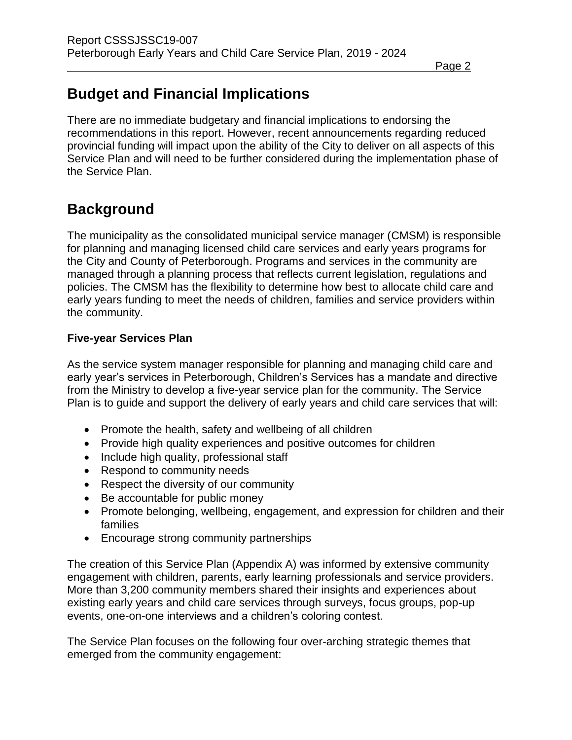## Budget and Financial Implications

There are no immediate budgetary and financial implications to endorsing the recommendations in this report. However, recent announcements regarding reduced provincial funding will impact upon the ability of the City to deliver on all aspects of this Service Plan and will need to be further considered during the implementation phase of the Service Plan.

## Background

The municipality as the consolidated municipal service manager (CMSM) is responsible for planning and managing licensed child care services and early years programs for the City and County of Peterborough. Programs and services in the community are managed through a planning process that reflects current legislation, regulations and policies. The CMSM has the flexibility to determine how best to allocate child care and early years funding to meet the needs of children, families and service providers within the community.

**Five-year Services Plan**

As the service system manager responsible for planning and managing child care and early year's services in Peterborough, Children's Services has a mandate and directive from the Ministry to develop a five-year service plan for the community. The Service Plan is to guide and support the delivery of early years and child care services that will:

- Promote the health, safety and wellbeing of all children
- Provide high quality experiences and positive outcomes for children
- Include high quality, professional staff
- Respond to community needs
- Respect the diversity of our community
- Be accountable for public money
- Promote belonging, wellbeing, engagement, and expression for children and their families
- Encourage strong community partnerships

The creation of this Service Plan (Appendix A) was informed by extensive community engagement with children, parents, early learning professionals and service providers. More than 3,200 community members shared their insights and experiences about existing early years and child care services through surveys, focus groups, pop-up events, one-on-one interviews and a children's coloring contest.

The Service Plan focuses on the following four over-arching strategic themes that emerged from the community engagement: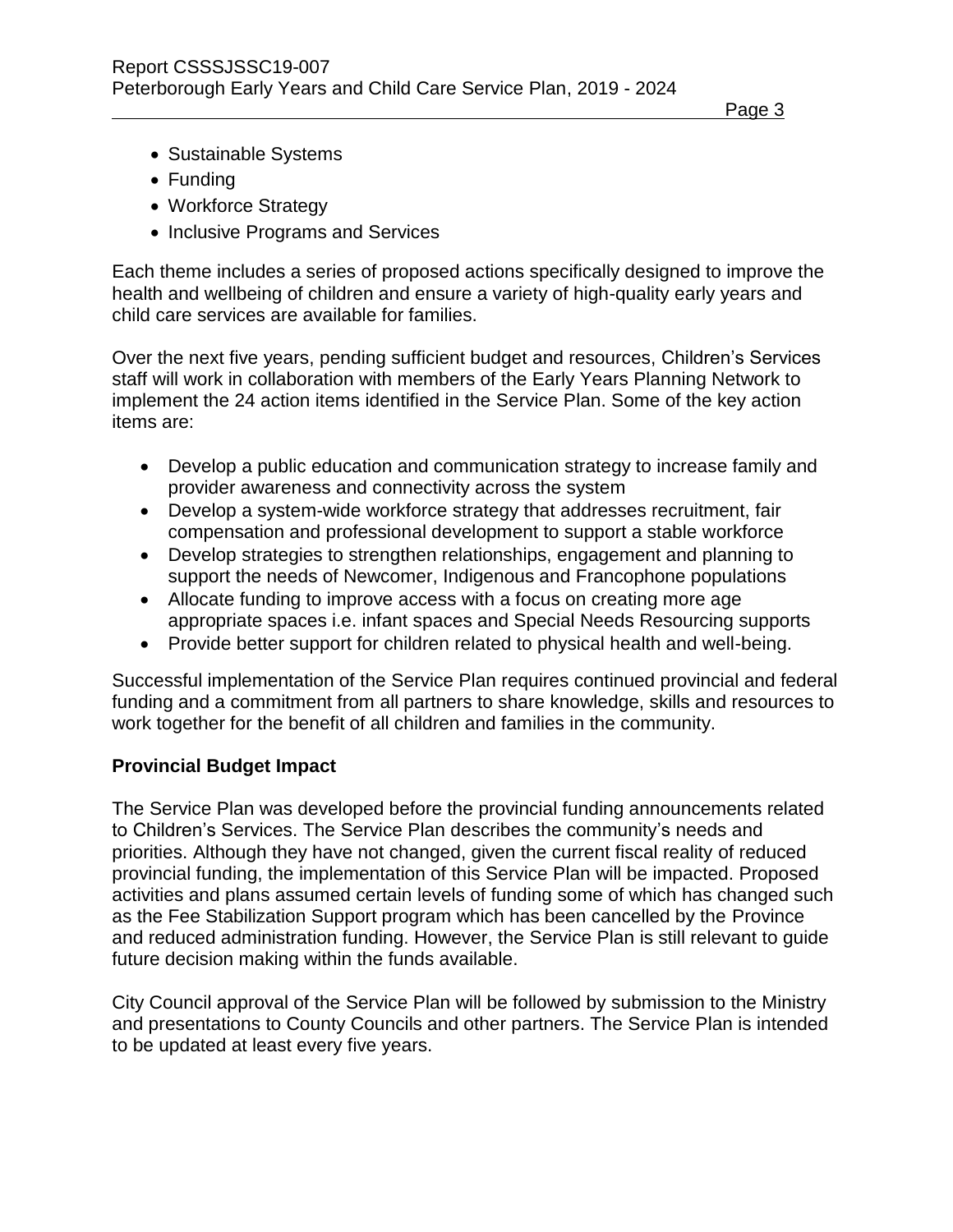- Sustainable Systems
- Funding
- Workforce Strategy
- Inclusive Programs and Services

Each theme includes a series of proposed actions specifically designed to improve the health and wellbeing of children and ensure a variety of high-quality early years and child care services are available for families.

Over the next five years, pending sufficient budget and resources, Children's Services staff will work in collaboration with members of the Early Years Planning Network to implement the 24 action items identified in the Service Plan. Some of the key action items are:

- Develop a public education and communication strategy to increase family and provider awareness and connectivity across the system
- Develop a system-wide workforce strategy that addresses recruitment, fair compensation and professional development to support a stable workforce
- Develop strategies to strengthen relationships, engagement and planning to support the needs of Newcomer, Indigenous and Francophone populations
- Allocate funding to improve access with a focus on creating more age appropriate spaces i.e. infant spaces and Special Needs Resourcing supports
- Provide better support for children related to physical health and well-being.

Successful implementation of the Service Plan requires continued provincial and federal funding and a commitment from all partners to share knowledge, skills and resources to work together for the benefit of all children and families in the community.

**Provincial Budget Impact**

The Service Plan was developed before the provincial funding announcements related to Children's Services. The Service Plan describes the community's needs and priorities. Although they have not changed, given the current fiscal reality of reduced provincial funding, the implementation of this Service Plan will be impacted. Proposed activities and plans assumed certain levels of funding some of which has changed such as the Fee Stabilization Support program which has been cancelled by the Province and reduced administration funding. However, the Service Plan is still relevant to guide future decision making within the funds available.

City Council approval of the Service Plan will be followed by submission to the Ministry and presentations to County Councils and other partners. The Service Plan is intended to be updated at least every five years.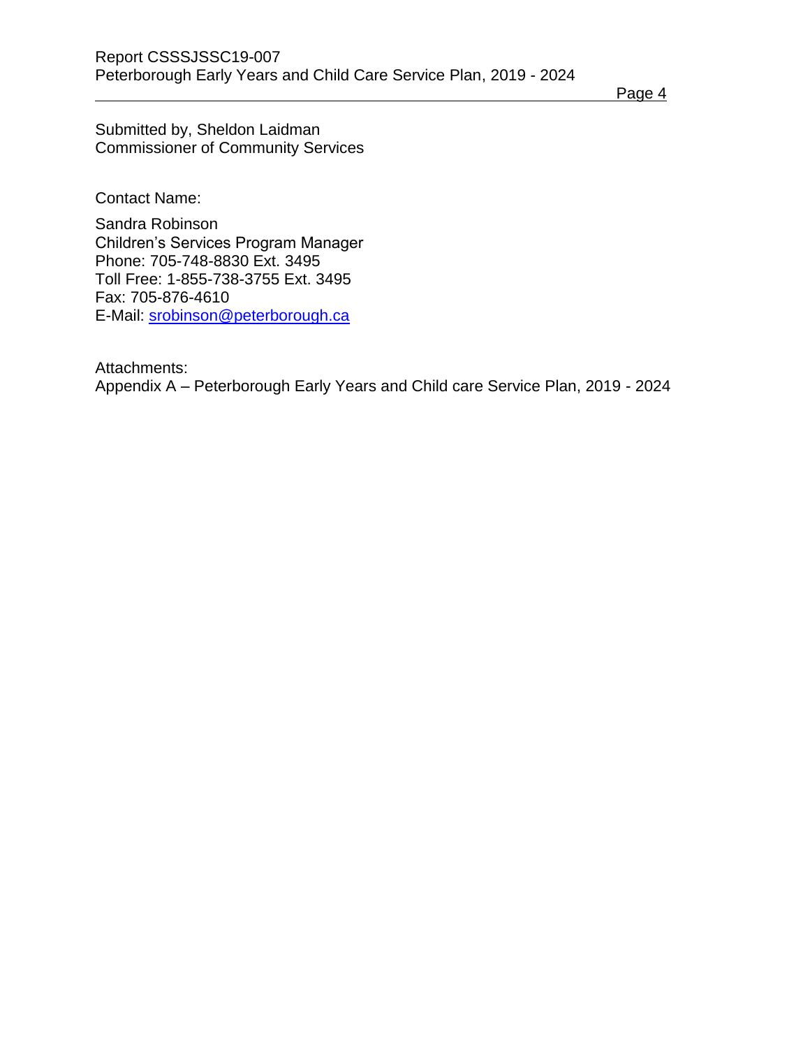Submitted by, Sheldon Laidman
Commissioner of Community Services

Contact Name:

Sandra Robinson
Children's Services Program Manager
Phone: 705-748-8830 Ext. 3495
Toll Free: 1-855-738-3755 Ext. 3495
Fax: 705-876-4610
E-Mail: srobinson@peterborough.ca

Attachments:
Appendix A – Peterborough Early Years and Child care Service Plan, 2019 - 2024